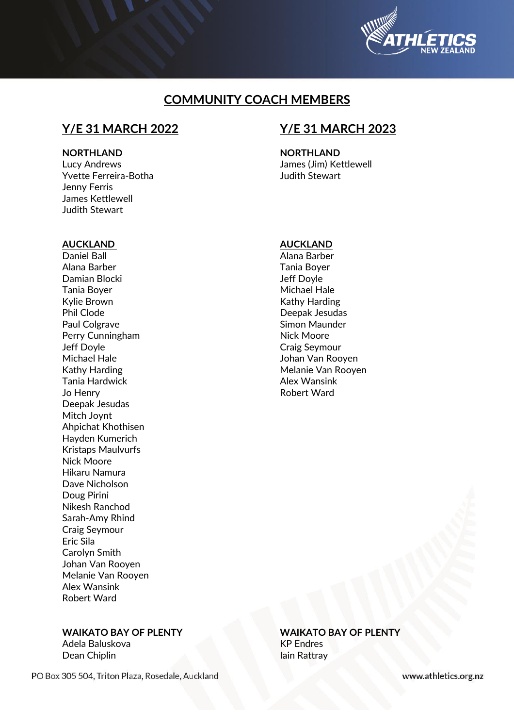# COMMUNITY COACH MEMBERS

## Y/E 31 MARCH 2022

### NORTHLAND

Lucy Andrews
Yvette Ferreira-Botha
Jenny Ferris
James Kettlewell
Judith Stewart

### AUCKLAND

Daniel Ball
Alana Barber
Damian Blocki
Tania Boyer
Kylie Brown
Phil Clode
Paul Colgrave
Perry Cunningham
Jeff Doyle
Michael Hale
Kathy Harding
Tania Hardwick
Jo Henry
Deepak Jesudas
Mitch Joynt
Ahpichat Khothisen
Hayden Kumerich
Kristaps Maulvurfs
Nick Moore
Hikaru Namura
Dave Nicholson
Doug Pirini
Nikesh Ranchod
Sarah-Amy Rhind
Craig Seymour
Eric Sila
Carolyn Smith
Johan Van Rooyen
Melanie Van Rooyen
Alex Wansink
Robert Ward

### WAIKATO BAY OF PLENTY

Adela Baluskova
Dean Chiplin

## Y/E 31 MARCH 2023

### NORTHLAND

James (Jim) Kettlewell
Judith Stewart

### AUCKLAND

Alana Barber
Tania Boyer
Jeff Doyle
Michael Hale
Kathy Harding
Deepak Jesudas
Simon Maunder
Nick Moore
Craig Seymour
Johan Van Rooyen
Melanie Van Rooyen
Alex Wansink
Robert Ward

### WAIKATO BAY OF PLENTY

KP Endres
Iain Rattray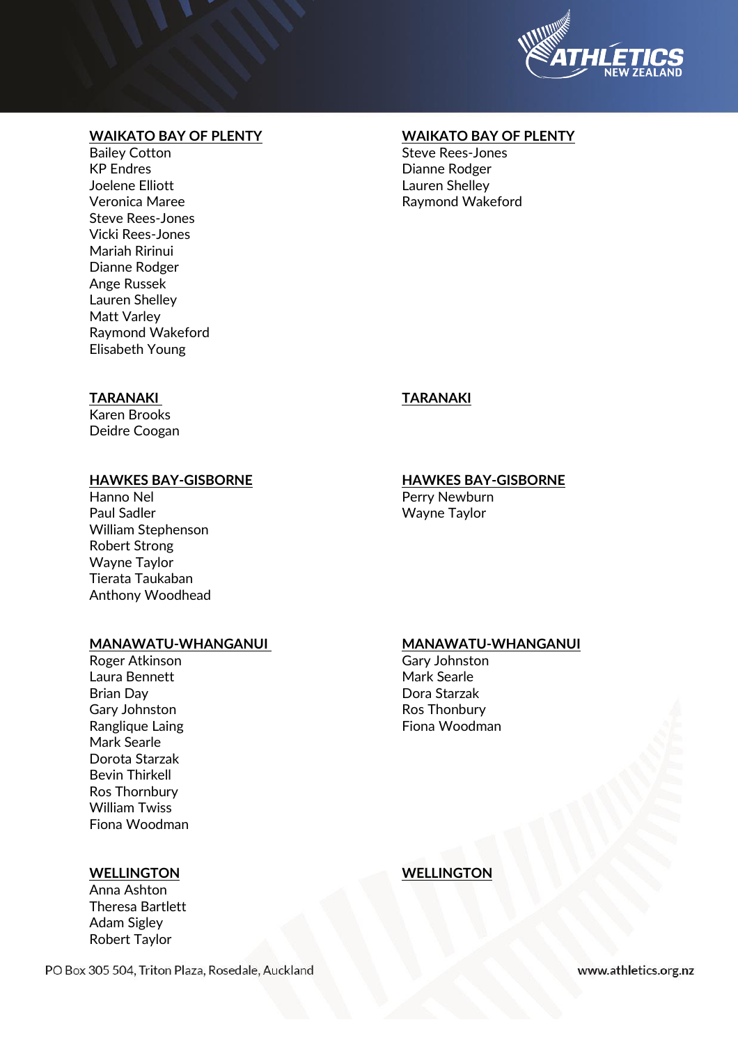**WAIKATO BAY OF PLENTY**

Bailey Cotton
KP Endres
Joelene Elliott
Veronica Maree
Steve Rees-Jones
Vicki Rees-Jones
Mariah Ririnui
Dianne Rodger
Ange Russek
Lauren Shelley
Matt Varley
Raymond Wakeford
Elisabeth Young

**TARANAKI**

Karen Brooks
Deidre Coogan

**HAWKES BAY-GISBORNE**

Hanno Nel
Paul Sadler
William Stephenson
Robert Strong
Wayne Taylor
Tierata Taukaban
Anthony Woodhead

**MANAWATU-WHANGANUI**

Roger Atkinson
Laura Bennett
Brian Day
Gary Johnston
Ranglique Laing
Mark Searle
Dorota Starzak
Bevin Thirkell
Ros Thornbury
William Twiss
Fiona Woodman

**WELLINGTON**

Anna Ashton
Theresa Bartlett
Adam Sigley
Robert Taylor

**WAIKATO BAY OF PLENTY**

Steve Rees-Jones
Dianne Rodger
Lauren Shelley
Raymond Wakeford

**TARANAKI**

**HAWKES BAY-GISBORNE**

Perry Newburn
Wayne Taylor

**MANAWATU-WHANGANUI**

Gary Johnston
Mark Searle
Dora Starzak
Ros Thonbury
Fiona Woodman

**WELLINGTON**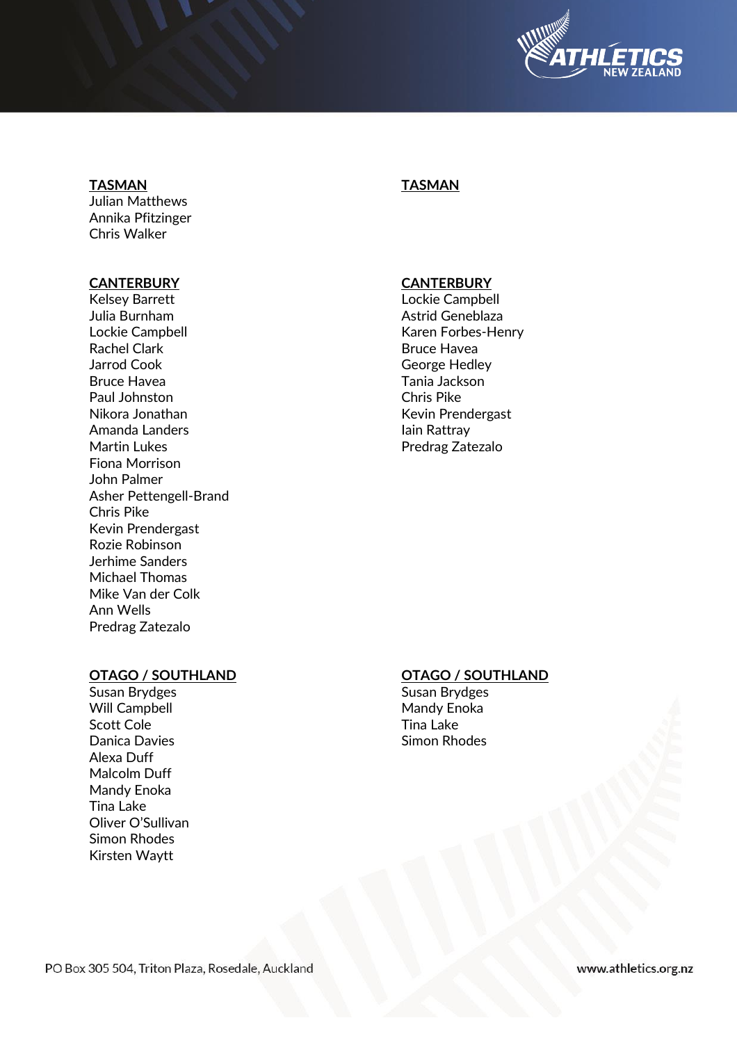**TASMAN**

Julian Matthews
Annika Pfitzinger
Chris Walker

**CANTERBURY**

Kelsey Barrett
Julia Burnham
Lockie Campbell
Rachel Clark
Jarrod Cook
Bruce Havea
Paul Johnston
Nikora Jonathan
Amanda Landers
Martin Lukes
Fiona Morrison
John Palmer
Asher Pettengell-Brand
Chris Pike
Kevin Prendergast
Rozie Robinson
Jerhime Sanders
Michael Thomas
Mike Van der Colk
Ann Wells
Predrag Zatezalo

**OTAGO / SOUTHLAND**

Susan Brydges
Will Campbell
Scott Cole
Danica Davies
Alexa Duff
Malcolm Duff
Mandy Enoka
Tina Lake
Oliver O'Sullivan
Simon Rhodes
Kirsten Waytt

**TASMAN**

**CANTERBURY**

Lockie Campbell
Astrid Geneblaza
Karen Forbes-Henry
Bruce Havea
George Hedley
Tania Jackson
Chris Pike
Kevin Prendergast
Iain Rattray
Predrag Zatezalo

**OTAGO / SOUTHLAND**

Susan Brydges
Mandy Enoka
Tina Lake
Simon Rhodes